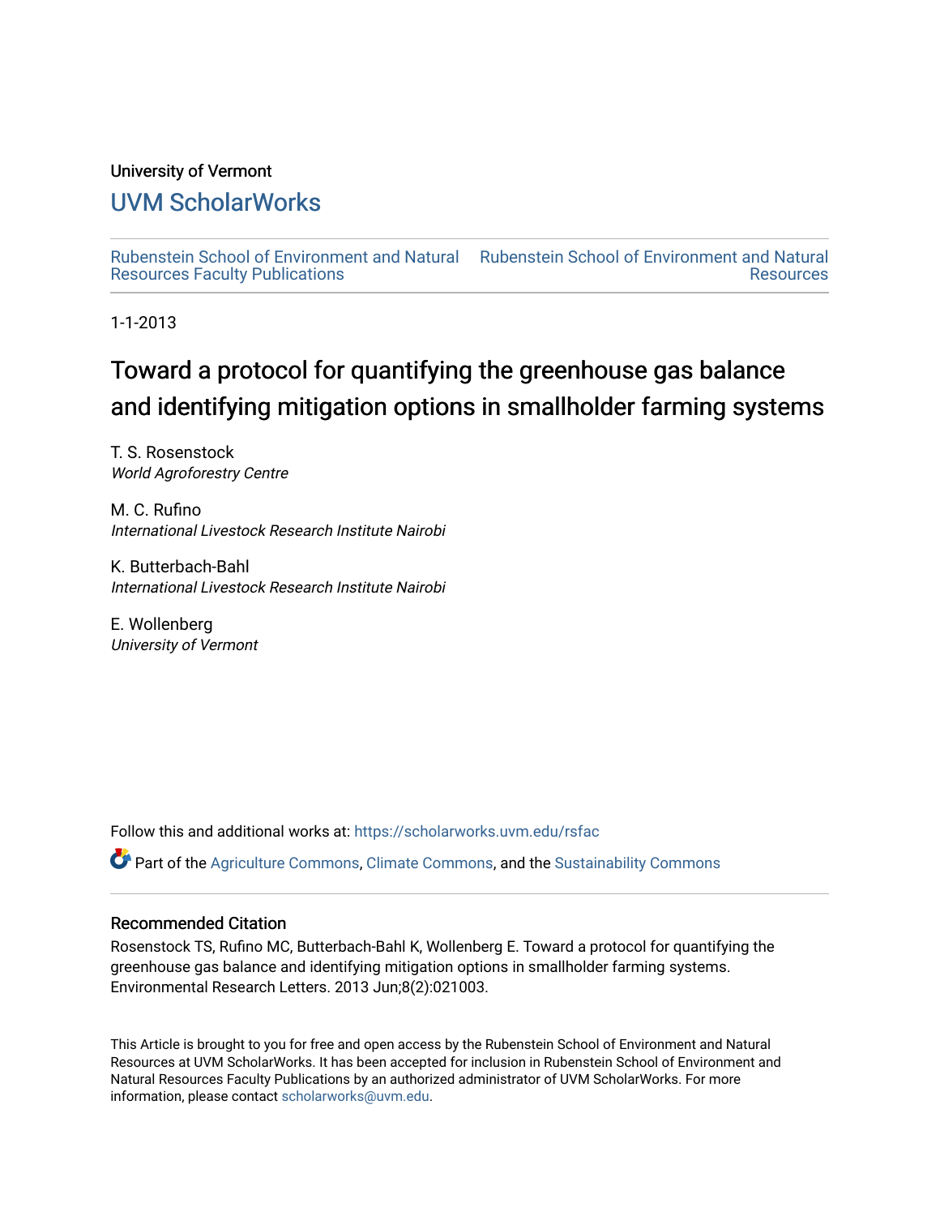University of Vermont

# UVM ScholarWorks

Rubenstein School of Environment and Natural Resources Faculty Publications

Rubenstein School of Environment and Natural Resources

1-1-2013

# Toward a protocol for quantifying the greenhouse gas balance and identifying mitigation options in smallholder farming systems

T. S. Rosenstock
*World Agroforestry Centre*

M. C. Rufino
*International Livestock Research Institute Nairobi*

K. Butterbach-Bahl
*International Livestock Research Institute Nairobi*

E. Wollenberg
*University of Vermont*

Follow this and additional works at: https://scholarworks.uvm.edu/rsfac

Part of the Agriculture Commons, Climate Commons, and the Sustainability Commons

## Recommended Citation

Rosenstock TS, Rufino MC, Butterbach-Bahl K, Wollenberg E. Toward a protocol for quantifying the greenhouse gas balance and identifying mitigation options in smallholder farming systems. Environmental Research Letters. 2013 Jun;8(2):021003.

This Article is brought to you for free and open access by the Rubenstein School of Environment and Natural Resources at UVM ScholarWorks. It has been accepted for inclusion in Rubenstein School of Environment and Natural Resources Faculty Publications by an authorized administrator of UVM ScholarWorks. For more information, please contact scholarworks@uvm.edu.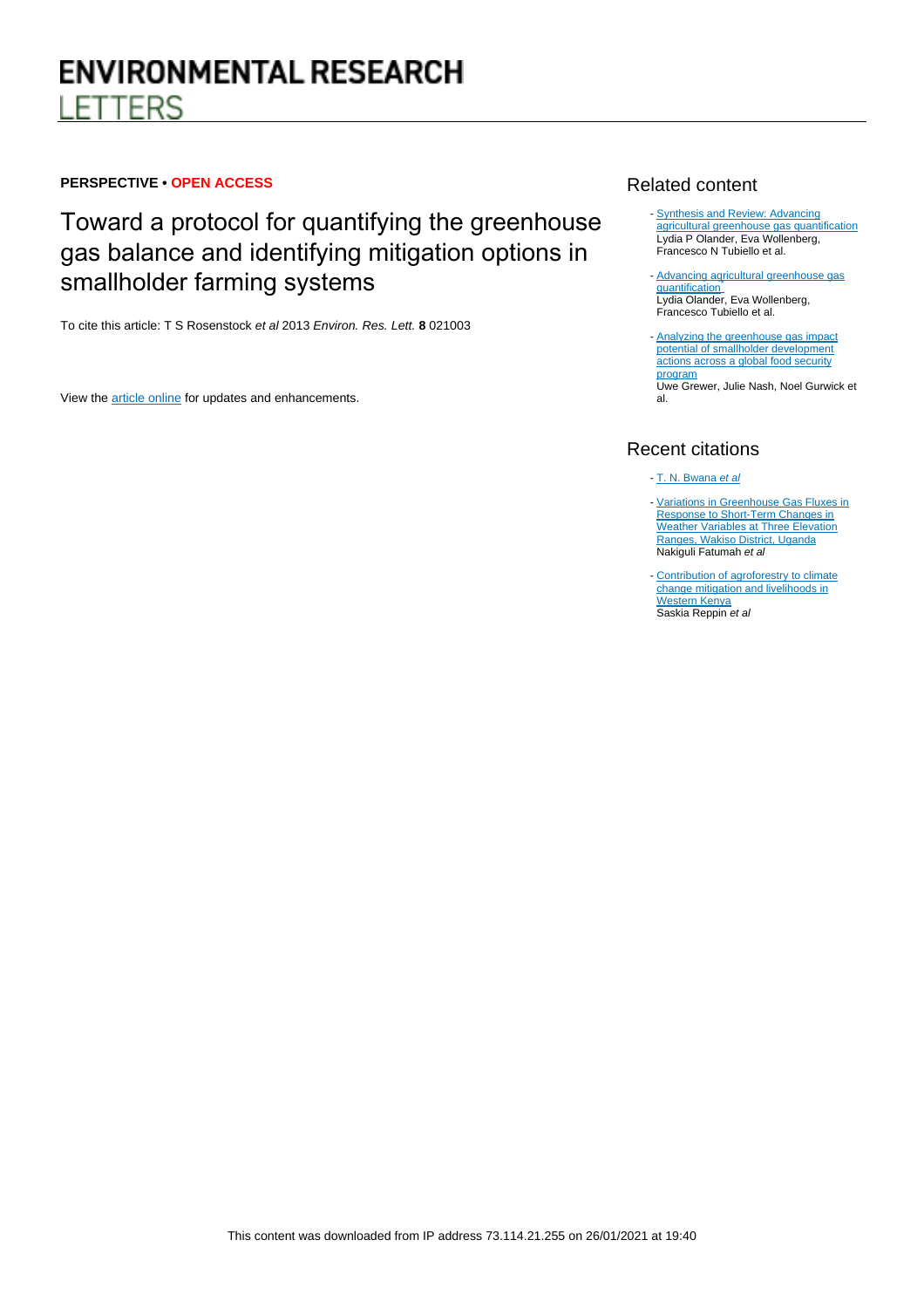# ENVIRONMENTAL RESEARCH LETTERS

**PERSPECTIVE • OPEN ACCESS**

# Toward a protocol for quantifying the greenhouse gas balance and identifying mitigation options in smallholder farming systems

To cite this article: T S Rosenstock *et al* 2013 *Environ. Res. Lett.* **8** 021003

View the article online for updates and enhancements.

## Related content

- Synthesis and Review: Advancing agricultural greenhouse gas quantification
Lydia P Olander, Eva Wollenberg, Francesco N Tubiello et al.

- Advancing agricultural greenhouse gas quantification
Lydia Olander, Eva Wollenberg, Francesco Tubiello et al.

- Analyzing the greenhouse gas impact potential of smallholder development actions across a global food security program
Uwe Grewer, Julie Nash, Noel Gurwick et al.

## Recent citations

- T. N. Bwana *et al*

- Variations in Greenhouse Gas Fluxes in Response to Short-Term Changes in Weather Variables at Three Elevation Ranges, Wakiso District, Uganda
Nakiguli Fatumah *et al*

- Contribution of agroforestry to climate change mitigation and livelihoods in Western Kenya
Saskia Reppin *et al*

This content was downloaded from IP address 73.114.21.255 on 26/01/2021 at 19:40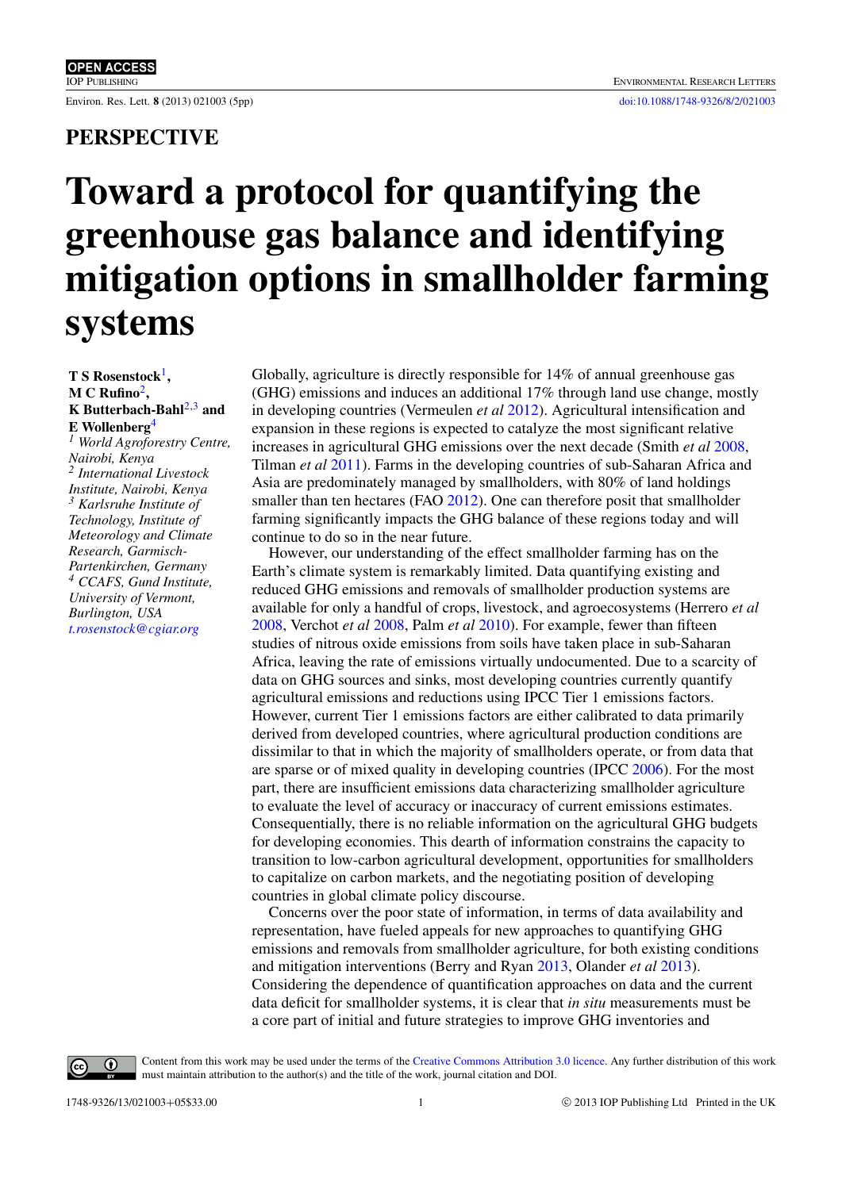# PERSPECTIVE

# Toward a protocol for quantifying the greenhouse gas balance and identifying mitigation options in smallholder farming systems

**T S Rosenstock**[1], **M C Rufino**[2], **K Butterbach-Bahl**[2,3] and **E Wollenberg**[4]

[1] *World Agroforestry Centre, Nairobi, Kenya*
[2] *International Livestock Institute, Nairobi, Kenya*
[3] *Karlsruhe Institute of Technology, Institute of Meteorology and Climate Research, Garmisch-Partenkirchen, Germany*
[4] *CCAFS, Gund Institute, University of Vermont, Burlington, USA*
*t.rosenstock@cgiar.org*

Globally, agriculture is directly responsible for 14% of annual greenhouse gas (GHG) emissions and induces an additional 17% through land use change, mostly in developing countries (Vermeulen *et al* 2012). Agricultural intensification and expansion in these regions is expected to catalyze the most significant relative increases in agricultural GHG emissions over the next decade (Smith *et al* 2008, Tilman *et al* 2011). Farms in the developing countries of sub-Saharan Africa and Asia are predominately managed by smallholders, with 80% of land holdings smaller than ten hectares (FAO 2012). One can therefore posit that smallholder farming significantly impacts the GHG balance of these regions today and will continue to do so in the near future.

However, our understanding of the effect smallholder farming has on the Earth's climate system is remarkably limited. Data quantifying existing and reduced GHG emissions and removals of smallholder production systems are available for only a handful of crops, livestock, and agroecosystems (Herrero *et al* 2008, Verchot *et al* 2008, Palm *et al* 2010). For example, fewer than fifteen studies of nitrous oxide emissions from soils have taken place in sub-Saharan Africa, leaving the rate of emissions virtually undocumented. Due to a scarcity of data on GHG sources and sinks, most developing countries currently quantify agricultural emissions and reductions using IPCC Tier 1 emissions factors. However, current Tier 1 emissions factors are either calibrated to data primarily derived from developed countries, where agricultural production conditions are dissimilar to that in which the majority of smallholders operate, or from data that are sparse or of mixed quality in developing countries (IPCC 2006). For the most part, there are insufficient emissions data characterizing smallholder agriculture to evaluate the level of accuracy or inaccuracy of current emissions estimates. Consequentially, there is no reliable information on the agricultural GHG budgets for developing economies. This dearth of information constrains the capacity to transition to low-carbon agricultural development, opportunities for smallholders to capitalize on carbon markets, and the negotiating position of developing countries in global climate policy discourse.

Concerns over the poor state of information, in terms of data availability and representation, have fueled appeals for new approaches to quantifying GHG emissions and removals from smallholder agriculture, for both existing conditions and mitigation interventions (Berry and Ryan 2013, Olander *et al* 2013). Considering the dependence of quantification approaches on data and the current data deficit for smallholder systems, it is clear that *in situ* measurements must be a core part of initial and future strategies to improve GHG inventories and

Content from this work may be used under the terms of the Creative Commons Attribution 3.0 licence. Any further distribution of this work must maintain attribution to the author(s) and the title of the work, journal citation and DOI.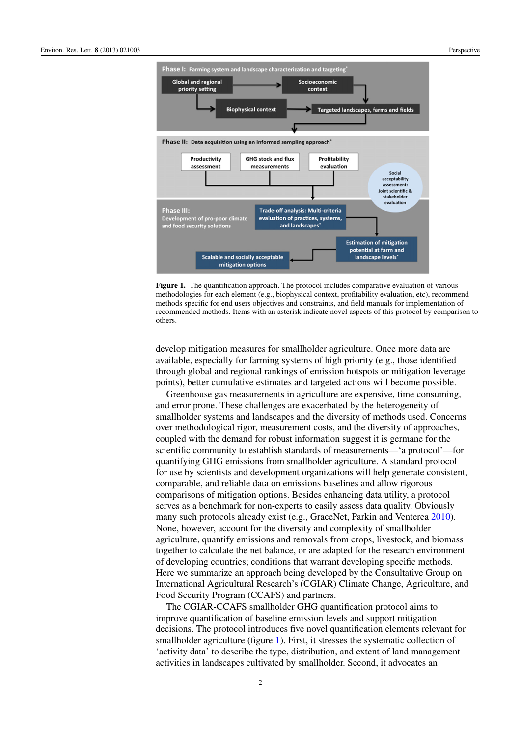Phase I: Farming system and landscape characterization and targeting*

Global and regional priority setting

Socioeconomic context

Biophysical context

Targeted landscapes, farms and fields

Phase II: Data acquisition using an informed sampling approach*

Productivity assessment

GHG stock and flux measurements

Profitability evaluation

Social acceptability assessment: Joint scientific & stakeholder evaluation

Phase III: Development of pro-poor climate and food security solutions

Trade-off analysis: Multi-criteria evaluation of practices, systems, and landscapes*

Estimation of mitigation potential at farm and landscape levels*

Scalable and socially acceptable mitigation options

**Figure 1.** The quantification approach. The protocol includes comparative evaluation of various methodologies for each element (e.g., biophysical context, profitability evaluation, etc), recommend methods specific for end users objectives and constraints, and field manuals for implementation of recommended methods. Items with an asterisk indicate novel aspects of this protocol by comparison to others.

develop mitigation measures for smallholder agriculture. Once more data are available, especially for farming systems of high priority (e.g., those identified through global and regional rankings of emission hotspots or mitigation leverage points), better cumulative estimates and targeted actions will become possible.

Greenhouse gas measurements in agriculture are expensive, time consuming, and error prone. These challenges are exacerbated by the heterogeneity of smallholder systems and landscapes and the diversity of methods used. Concerns over methodological rigor, measurement costs, and the diversity of approaches, coupled with the demand for robust information suggest it is germane for the scientific community to establish standards of measurements—'a protocol'—for quantifying GHG emissions from smallholder agriculture. A standard protocol for use by scientists and development organizations will help generate consistent, comparable, and reliable data on emissions baselines and allow rigorous comparisons of mitigation options. Besides enhancing data utility, a protocol serves as a benchmark for non-experts to easily assess data quality. Obviously many such protocols already exist (e.g., GraceNet, Parkin and Venterea 2010). None, however, account for the diversity and complexity of smallholder agriculture, quantify emissions and removals from crops, livestock, and biomass together to calculate the net balance, or are adapted for the research environment of developing countries; conditions that warrant developing specific methods. Here we summarize an approach being developed by the Consultative Group on International Agricultural Research's (CGIAR) Climate Change, Agriculture, and Food Security Program (CCAFS) and partners.

The CGIAR-CCAFS smallholder GHG quantification protocol aims to improve quantification of baseline emission levels and support mitigation decisions. The protocol introduces five novel quantification elements relevant for smallholder agriculture (figure 1). First, it stresses the systematic collection of 'activity data' to describe the type, distribution, and extent of land management activities in landscapes cultivated by smallholder. Second, it advocates an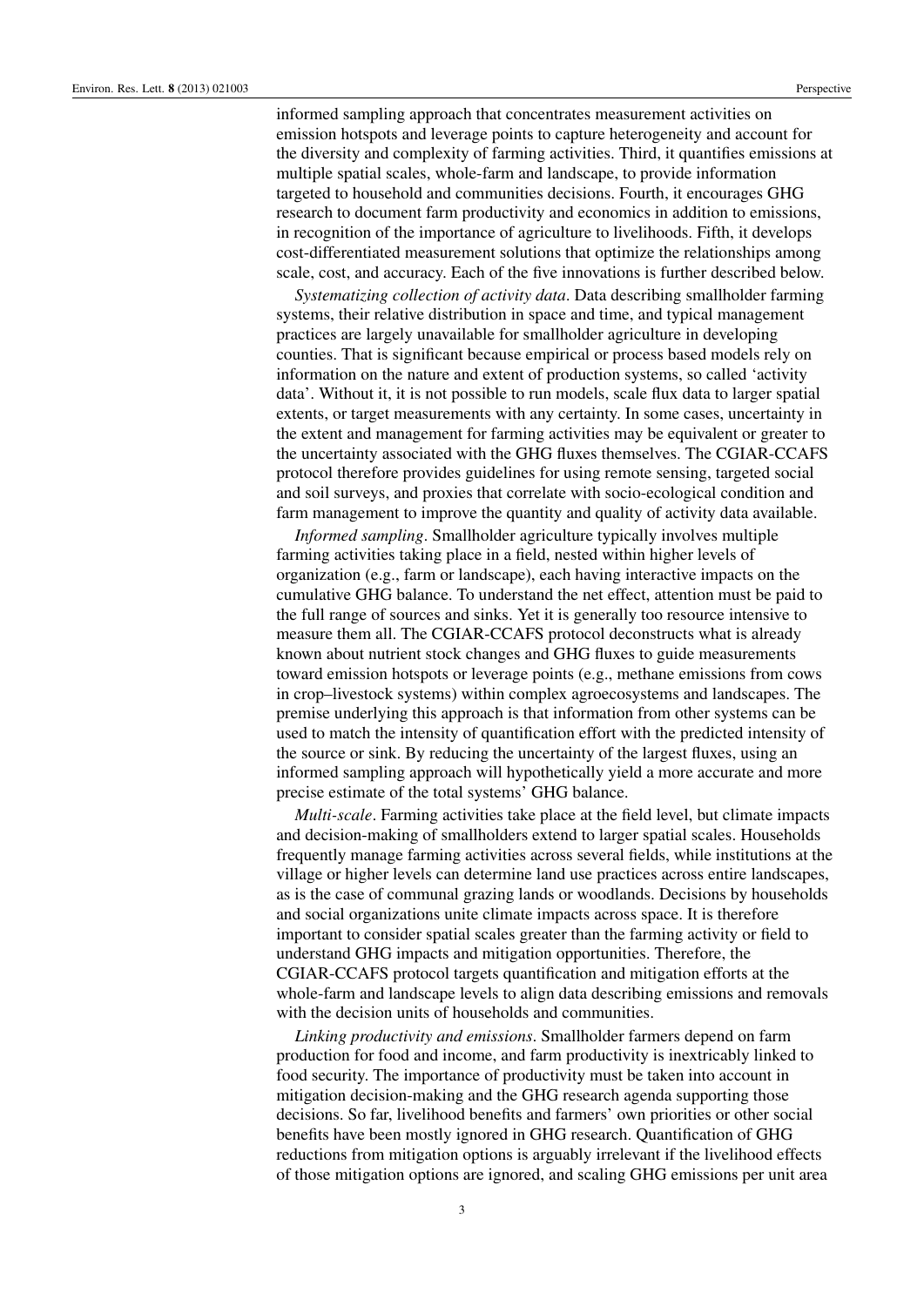informed sampling approach that concentrates measurement activities on emission hotspots and leverage points to capture heterogeneity and account for the diversity and complexity of farming activities. Third, it quantifies emissions at multiple spatial scales, whole-farm and landscape, to provide information targeted to household and communities decisions. Fourth, it encourages GHG research to document farm productivity and economics in addition to emissions, in recognition of the importance of agriculture to livelihoods. Fifth, it develops cost-differentiated measurement solutions that optimize the relationships among scale, cost, and accuracy. Each of the five innovations is further described below.

*Systematizing collection of activity data*. Data describing smallholder farming systems, their relative distribution in space and time, and typical management practices are largely unavailable for smallholder agriculture in developing counties. That is significant because empirical or process based models rely on information on the nature and extent of production systems, so called 'activity data'. Without it, it is not possible to run models, scale flux data to larger spatial extents, or target measurements with any certainty. In some cases, uncertainty in the extent and management for farming activities may be equivalent or greater to the uncertainty associated with the GHG fluxes themselves. The CGIAR-CCAFS protocol therefore provides guidelines for using remote sensing, targeted social and soil surveys, and proxies that correlate with socio-ecological condition and farm management to improve the quantity and quality of activity data available.

*Informed sampling*. Smallholder agriculture typically involves multiple farming activities taking place in a field, nested within higher levels of organization (e.g., farm or landscape), each having interactive impacts on the cumulative GHG balance. To understand the net effect, attention must be paid to the full range of sources and sinks. Yet it is generally too resource intensive to measure them all. The CGIAR-CCAFS protocol deconstructs what is already known about nutrient stock changes and GHG fluxes to guide measurements toward emission hotspots or leverage points (e.g., methane emissions from cows in crop–livestock systems) within complex agroecosystems and landscapes. The premise underlying this approach is that information from other systems can be used to match the intensity of quantification effort with the predicted intensity of the source or sink. By reducing the uncertainty of the largest fluxes, using an informed sampling approach will hypothetically yield a more accurate and more precise estimate of the total systems' GHG balance.

*Multi-scale*. Farming activities take place at the field level, but climate impacts and decision-making of smallholders extend to larger spatial scales. Households frequently manage farming activities across several fields, while institutions at the village or higher levels can determine land use practices across entire landscapes, as is the case of communal grazing lands or woodlands. Decisions by households and social organizations unite climate impacts across space. It is therefore important to consider spatial scales greater than the farming activity or field to understand GHG impacts and mitigation opportunities. Therefore, the CGIAR-CCAFS protocol targets quantification and mitigation efforts at the whole-farm and landscape levels to align data describing emissions and removals with the decision units of households and communities.

*Linking productivity and emissions*. Smallholder farmers depend on farm production for food and income, and farm productivity is inextricably linked to food security. The importance of productivity must be taken into account in mitigation decision-making and the GHG research agenda supporting those decisions. So far, livelihood benefits and farmers' own priorities or other social benefits have been mostly ignored in GHG research. Quantification of GHG reductions from mitigation options is arguably irrelevant if the livelihood effects of those mitigation options are ignored, and scaling GHG emissions per unit area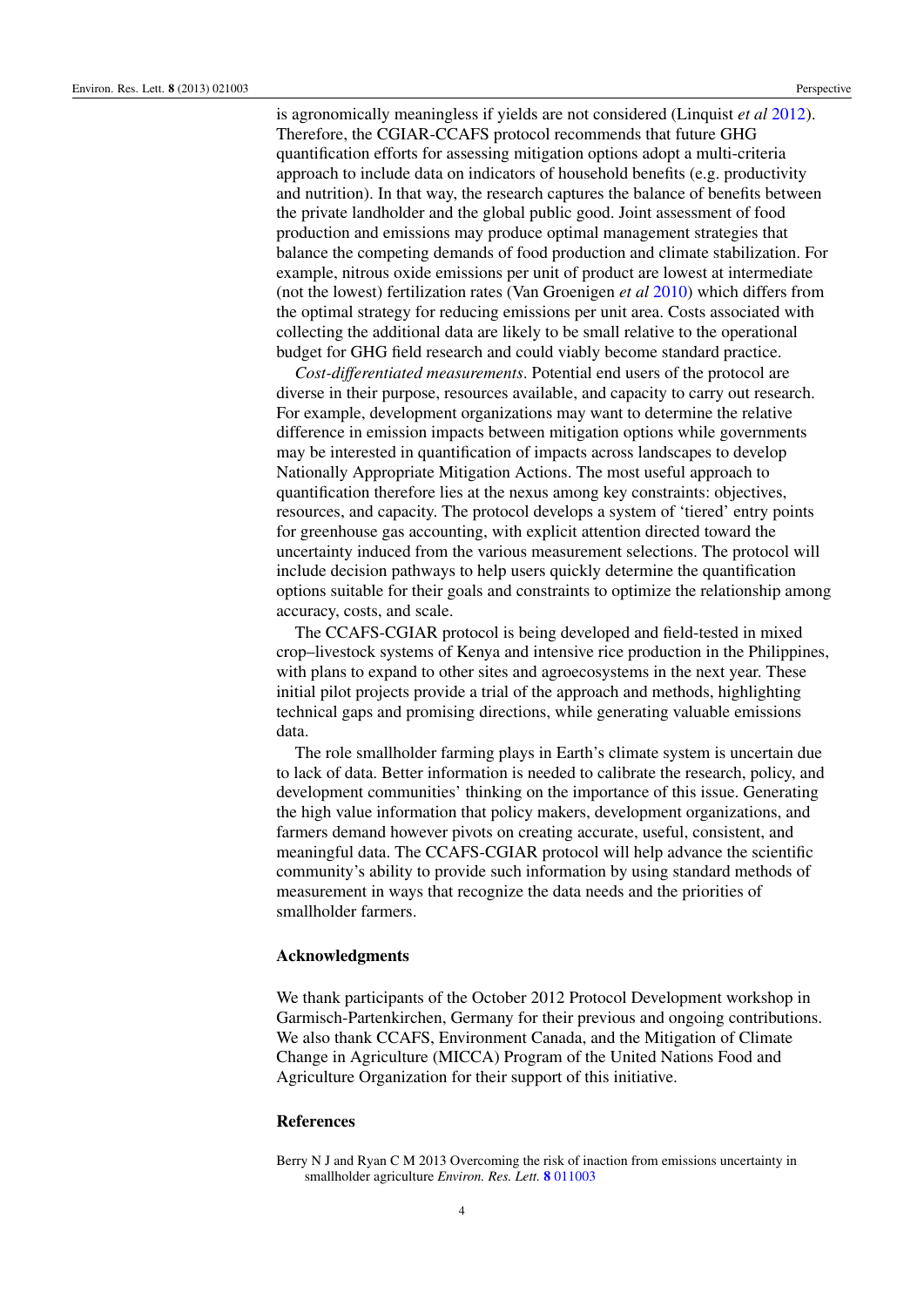is agronomically meaningless if yields are not considered (Linquist *et al* 2012). Therefore, the CGIAR-CCAFS protocol recommends that future GHG quantification efforts for assessing mitigation options adopt a multi-criteria approach to include data on indicators of household benefits (e.g. productivity and nutrition). In that way, the research captures the balance of benefits between the private landholder and the global public good. Joint assessment of food production and emissions may produce optimal management strategies that balance the competing demands of food production and climate stabilization. For example, nitrous oxide emissions per unit of product are lowest at intermediate (not the lowest) fertilization rates (Van Groenigen *et al* 2010) which differs from the optimal strategy for reducing emissions per unit area. Costs associated with collecting the additional data are likely to be small relative to the operational budget for GHG field research and could viably become standard practice.

*Cost-differentiated measurements*. Potential end users of the protocol are diverse in their purpose, resources available, and capacity to carry out research. For example, development organizations may want to determine the relative difference in emission impacts between mitigation options while governments may be interested in quantification of impacts across landscapes to develop Nationally Appropriate Mitigation Actions. The most useful approach to quantification therefore lies at the nexus among key constraints: objectives, resources, and capacity. The protocol develops a system of 'tiered' entry points for greenhouse gas accounting, with explicit attention directed toward the uncertainty induced from the various measurement selections. The protocol will include decision pathways to help users quickly determine the quantification options suitable for their goals and constraints to optimize the relationship among accuracy, costs, and scale.

The CCAFS-CGIAR protocol is being developed and field-tested in mixed crop–livestock systems of Kenya and intensive rice production in the Philippines, with plans to expand to other sites and agroecosystems in the next year. These initial pilot projects provide a trial of the approach and methods, highlighting technical gaps and promising directions, while generating valuable emissions data.

The role smallholder farming plays in Earth's climate system is uncertain due to lack of data. Better information is needed to calibrate the research, policy, and development communities' thinking on the importance of this issue. Generating the high value information that policy makers, development organizations, and farmers demand however pivots on creating accurate, useful, consistent, and meaningful data. The CCAFS-CGIAR protocol will help advance the scientific community's ability to provide such information by using standard methods of measurement in ways that recognize the data needs and the priorities of smallholder farmers.

## Acknowledgments

We thank participants of the October 2012 Protocol Development workshop in Garmisch-Partenkirchen, Germany for their previous and ongoing contributions. We also thank CCAFS, Environment Canada, and the Mitigation of Climate Change in Agriculture (MICCA) Program of the United Nations Food and Agriculture Organization for their support of this initiative.

## References

Berry N J and Ryan C M 2013 Overcoming the risk of inaction from emissions uncertainty in smallholder agriculture *Environ. Res. Lett.* **8** 011003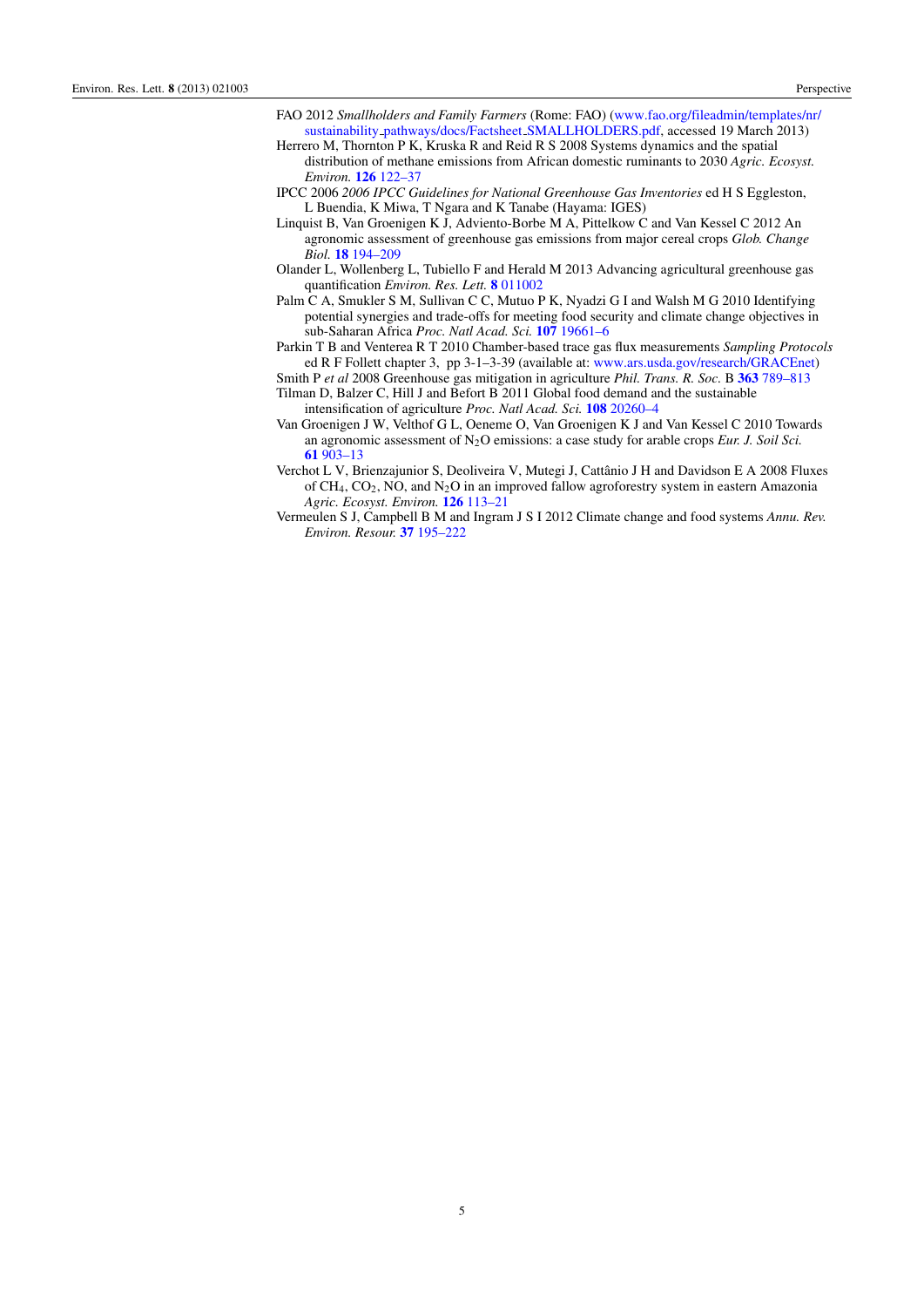FAO 2012 *Smallholders and Family Farmers* (Rome: FAO) (www.fao.org/fileadmin/templates/nr/sustainability_pathways/docs/Factsheet_SMALLHOLDERS.pdf, accessed 19 March 2013)

Herrero M, Thornton P K, Kruska R and Reid R S 2008 Systems dynamics and the spatial distribution of methane emissions from African domestic ruminants to 2030 *Agric. Ecosyst. Environ.* **126** 122–37

IPCC 2006 *2006 IPCC Guidelines for National Greenhouse Gas Inventories* ed H S Eggleston, L Buendia, K Miwa, T Ngara and K Tanabe (Hayama: IGES)

Linquist B, Van Groenigen K J, Adviento-Borbe M A, Pittelkow C and Van Kessel C 2012 An agronomic assessment of greenhouse gas emissions from major cereal crops *Glob. Change Biol.* **18** 194–209

Olander L, Wollenberg L, Tubiello F and Herald M 2013 Advancing agricultural greenhouse gas quantification *Environ. Res. Lett.* **8** 011002

Palm C A, Smukler S M, Sullivan C C, Mutuo P K, Nyadzi G I and Walsh M G 2010 Identifying potential synergies and trade-offs for meeting food security and climate change objectives in sub-Saharan Africa *Proc. Natl Acad. Sci.* **107** 19661–6

Parkin T B and Venterea R T 2010 Chamber-based trace gas flux measurements *Sampling Protocols* ed R F Follett chapter 3, pp 3-1–3-39 (available at: www.ars.usda.gov/research/GRACEnet)

Smith P *et al* 2008 Greenhouse gas mitigation in agriculture *Phil. Trans. R. Soc.* B **363** 789–813

Tilman D, Balzer C, Hill J and Befort B 2011 Global food demand and the sustainable intensification of agriculture *Proc. Natl Acad. Sci.* **108** 20260–4

Van Groenigen J W, Velthof G L, Oeneme O, Van Groenigen K J and Van Kessel C 2010 Towards an agronomic assessment of $N_2O$ emissions: a case study for arable crops *Eur. J. Soil Sci.* **61** 903–13

Verchot L V, Brienzajunior S, Deoliveira V, Mutegi J, Cattânio J H and Davidson E A 2008 Fluxes of $CH_4$, $CO_2$, NO, and $N_2O$ in an improved fallow agroforestry system in eastern Amazonia *Agric. Ecosyst. Environ.* **126** 113–21

Vermeulen S J, Campbell B M and Ingram J S I 2012 Climate change and food systems *Annu. Rev. Environ. Resour.* **37** 195–222